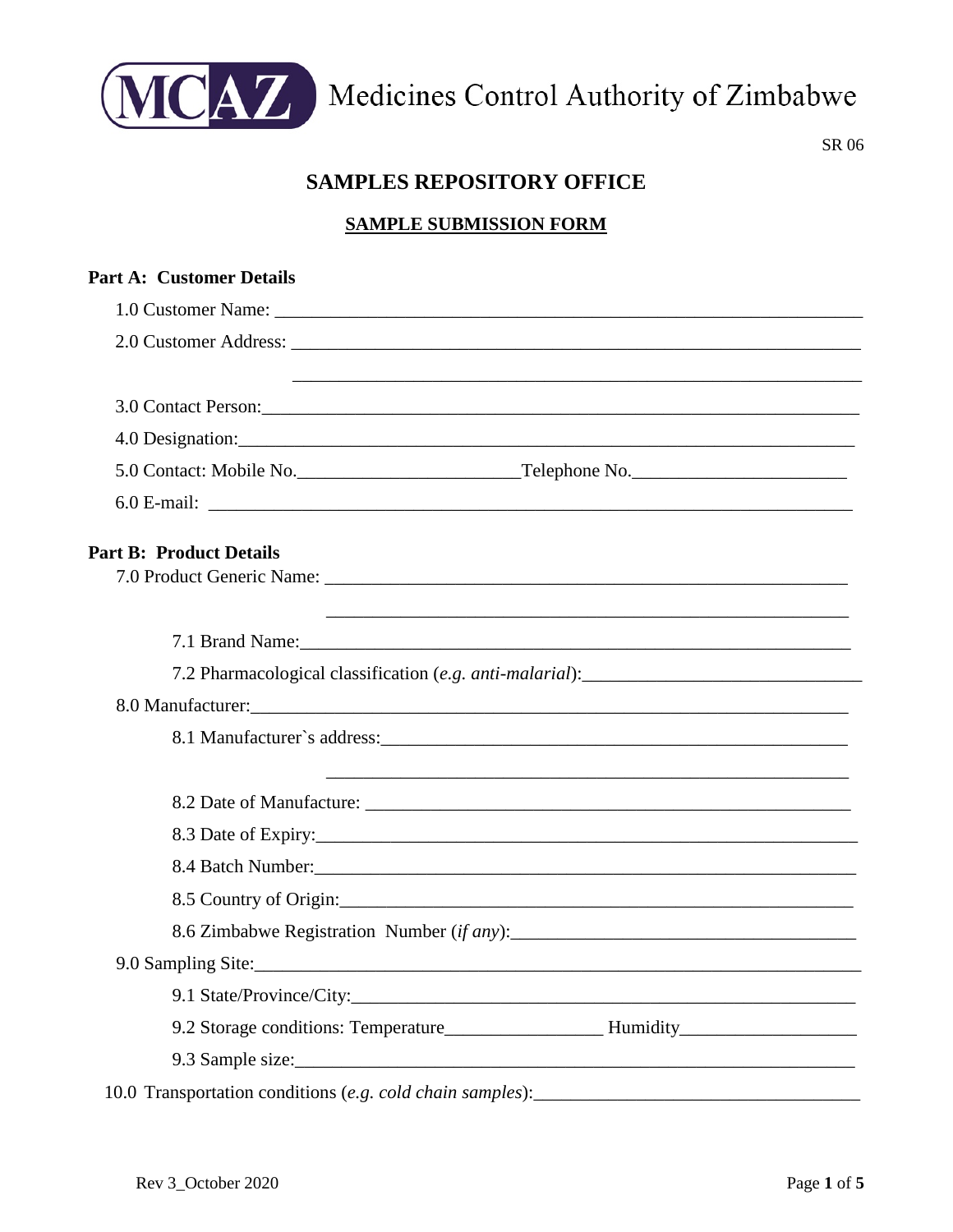Medicines Control Authority of Zimbabwe

SR 06

# SAMPLES REPOSITORY OFFICE

## SAMPLE SUBMISSION FORM

**Part A: Customer Details**

1.0 Customer Name: ____________________________________________________________

2.0 Customer Address: __________________________________________________________

____________________________________________________________

3.0 Contact Person:____________________________________________________________

4.0 Designation:_______________________________________________________________

5.0 Contact: Mobile No.______________________Telephone No._____________________

6.0 E-mail: __________________________________________________________________

**Part B: Product Details**

7.0 Product Generic Name: ____________________________________________________

____________________________________________________

7.1 Brand Name:_______________________________________________________

7.2 Pharmacological classification (*e.g. anti-malarial*):___________________________

8.0 Manufacturer:_________________________________________________________

8.1 Manufacturer`s address:_______________________________________________

____________________________________________________

8.2 Date of Manufacture: _________________________________________________

8.3 Date of Expiry:_______________________________________________________

8.4 Batch Number:_______________________________________________________

8.5 Country of Origin:____________________________________________________

8.6 Zimbabwe Registration Number (*if any*):_________________________________

9.0 Sampling Site:_________________________________________________________

9.1 State/Province/City:___________________________________________________

9.2 Storage conditions: Temperature_______________ Humidity_________________

9.3 Sample size:_________________________________________________________

10.0 Transportation conditions (*e.g. cold chain samples*):_________________________________

Rev 3_October 2020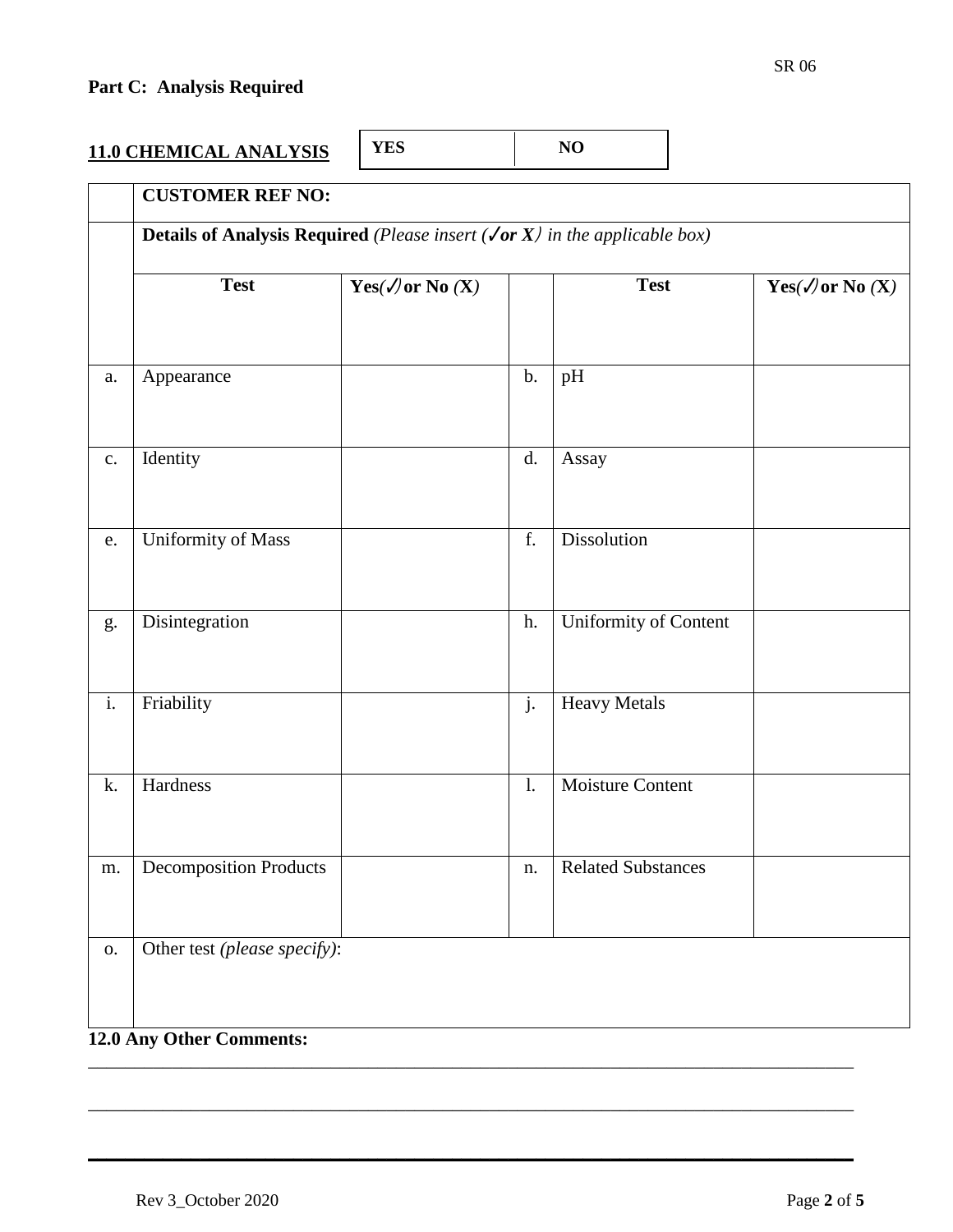SR 06

## Part C: Analysis Required

### 11.0 CHEMICAL ANALYSIS

| YES | NO |
|---|---|
| | |

| | **CUSTOMER REF NO:** | | | | |
|---|---|---|---|---|---|
| | **Details of Analysis Required** *(Please insert (✓or X) in the applicable box)* | | | | |
| | **Test** | **Yes(✓) or No (X)** | | **Test** | **Yes(✓) or No (X)** |
| a. | Appearance | | b. | pH | |
| c. | Identity | | d. | Assay | |
| e. | Uniformity of Mass | | f. | Dissolution | |
| g. | Disintegration | | h. | Uniformity of Content | |
| i. | Friability | | j. | Heavy Metals | |
| k. | Hardness | | l. | Moisture Content | |
| m. | Decomposition Products | | n. | Related Substances | |
| o. | Other test *(please specify)*: | | | | |

**12.0 Any Other Comments:**

\_\_\_\_\_\_\_\_\_\_\_\_\_\_\_\_\_\_\_\_\_\_\_\_\_\_\_\_\_\_\_\_\_\_\_\_\_\_\_\_\_\_\_\_\_\_\_\_\_\_\_\_\_\_\_\_\_\_\_\_\_\_\_\_\_\_\_\_\_\_\_\_\_\_\_\_

\_\_\_\_\_\_\_\_\_\_\_\_\_\_\_\_\_\_\_\_\_\_\_\_\_\_\_\_\_\_\_\_\_\_\_\_\_\_\_\_\_\_\_\_\_\_\_\_\_\_\_\_\_\_\_\_\_\_\_\_\_\_\_\_\_\_\_\_\_\_\_\_\_\_\_\_

Rev 3_October 2020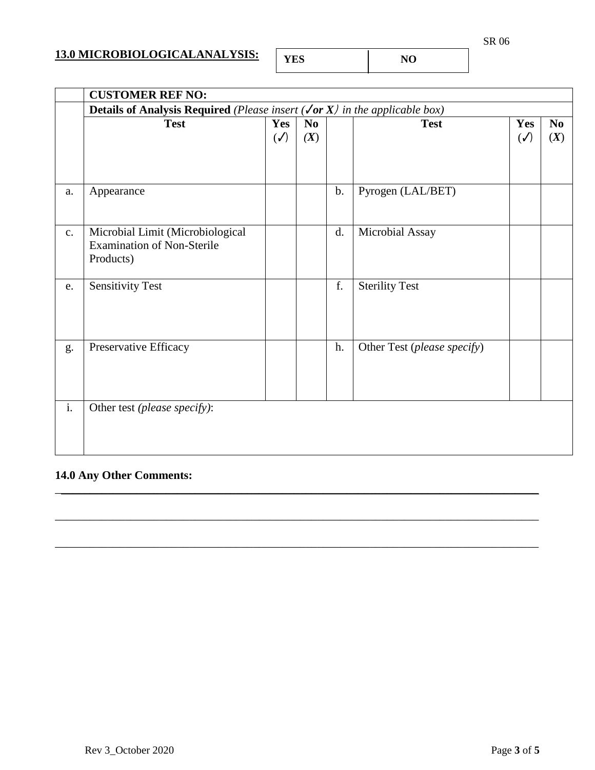## 13.0 MICROBIOLOGICALANALYSIS:

| YES | NO |
|---|---|
| | |

| | CUSTOMER REF NO: | | | | | | |
|---|---|---|---|---|---|---|---|
| | **Details of Analysis Required** *(Please insert (✓or X) in the applicable box)* | | | | | | |
| | **Test** | **Yes (✓)** | **No (X)** | | **Test** | **Yes (✓)** | **No (X)** |
| a. | Appearance | | | b. | Pyrogen (LAL/BET) | | |
| c. | Microbial Limit (Microbiological Examination of Non-Sterile Products) | | | d. | Microbial Assay | | |
| e. | Sensitivity Test | | | f. | Sterility Test | | |
| g. | Preservative Efficacy | | | h. | Other Test (*please specify*) | | |
| i. | Other test *(please specify)*: | | | | | | |

### 14.0 Any Other Comments:

___________________________________________________________________________________

___________________________________________________________________________________

___________________________________________________________________________________

Rev 3_October 2020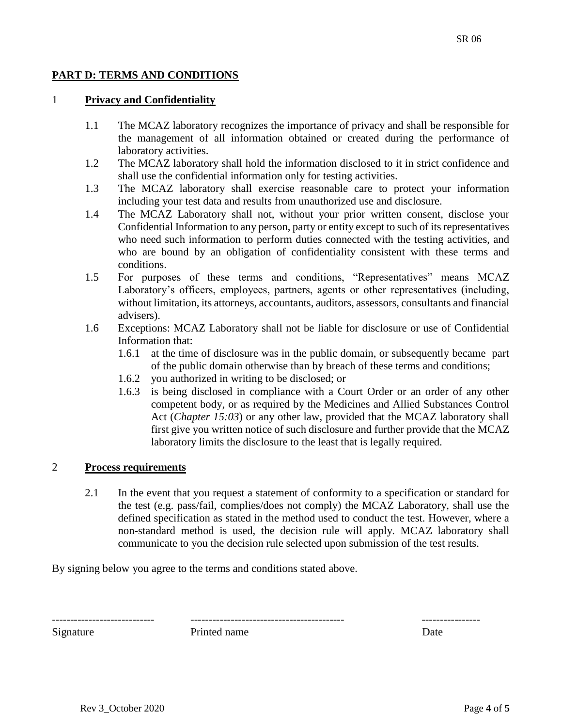## PART D: TERMS AND CONDITIONS

### 1 Privacy and Confidentiality

1.1 The MCAZ laboratory recognizes the importance of privacy and shall be responsible for the management of all information obtained or created during the performance of laboratory activities.

1.2 The MCAZ laboratory shall hold the information disclosed to it in strict confidence and shall use the confidential information only for testing activities.

1.3 The MCAZ laboratory shall exercise reasonable care to protect your information including your test data and results from unauthorized use and disclosure.

1.4 The MCAZ Laboratory shall not, without your prior written consent, disclose your Confidential Information to any person, party or entity except to such of its representatives who need such information to perform duties connected with the testing activities, and who are bound by an obligation of confidentiality consistent with these terms and conditions.

1.5 For purposes of these terms and conditions, "Representatives" means MCAZ Laboratory's officers, employees, partners, agents or other representatives (including, without limitation, its attorneys, accountants, auditors, assessors, consultants and financial advisers).

1.6 Exceptions: MCAZ Laboratory shall not be liable for disclosure or use of Confidential Information that:

1.6.1 at the time of disclosure was in the public domain, or subsequently became part of the public domain otherwise than by breach of these terms and conditions;

1.6.2 you authorized in writing to be disclosed; or

1.6.3 is being disclosed in compliance with a Court Order or an order of any other competent body, or as required by the Medicines and Allied Substances Control Act (*Chapter 15:03*) or any other law, provided that the MCAZ laboratory shall first give you written notice of such disclosure and further provide that the MCAZ laboratory limits the disclosure to the least that is legally required.

### 2 Process requirements

2.1 In the event that you request a statement of conformity to a specification or standard for the test (e.g. pass/fail, complies/does not comply) the MCAZ Laboratory, shall use the defined specification as stated in the method used to conduct the test. However, where a non-standard method is used, the decision rule will apply. MCAZ laboratory shall communicate to you the decision rule selected upon submission of the test results.

By signing below you agree to the terms and conditions stated above.

| ---------------------------- | ------------------------------------------ | ---------------- |
|---|---|---|
| Signature | Printed name | Date |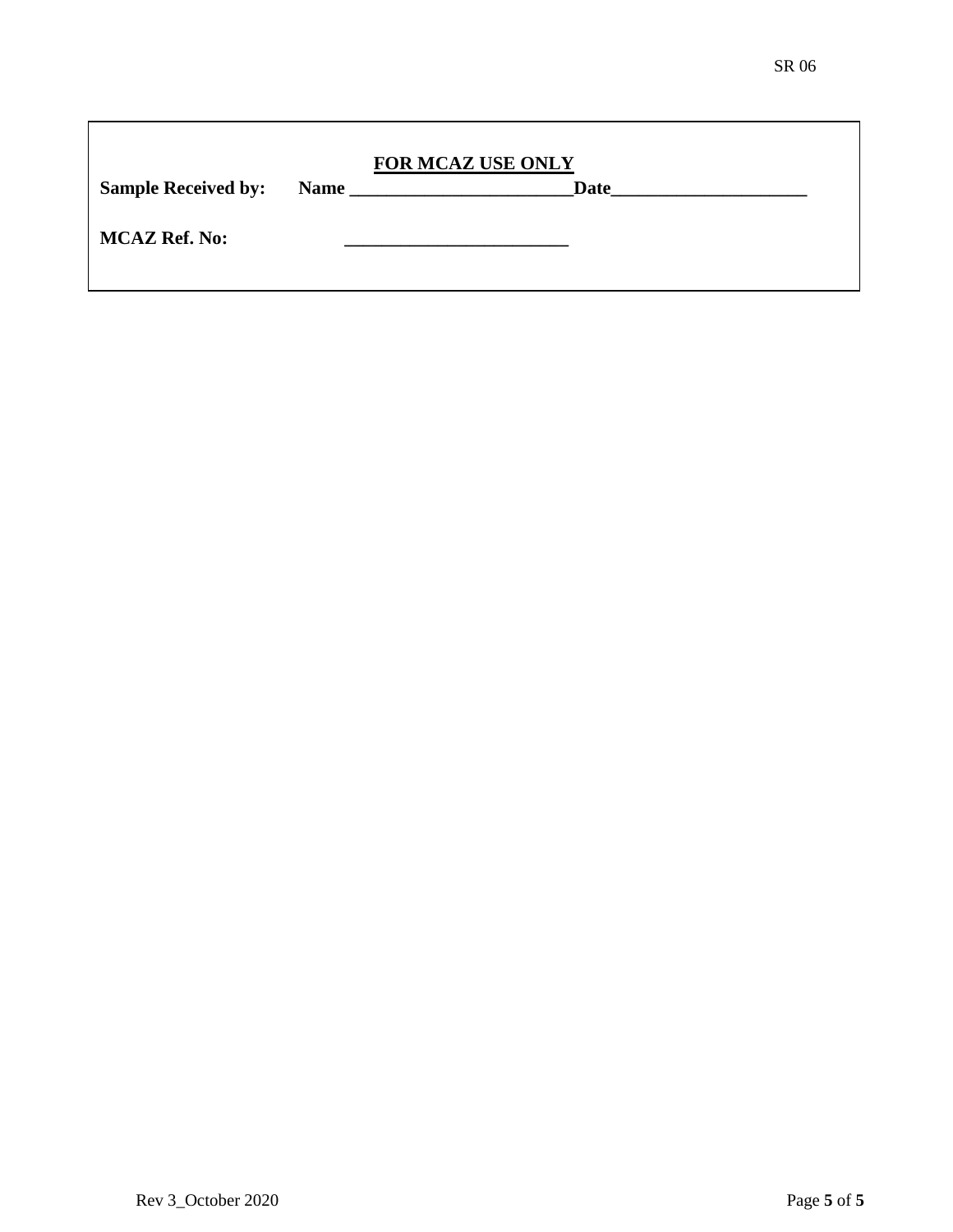**FOR MCAZ USE ONLY**

**Sample Received by:** **Name** ________________________ **Date** ____________________

**MCAZ Ref. No:** ________________________